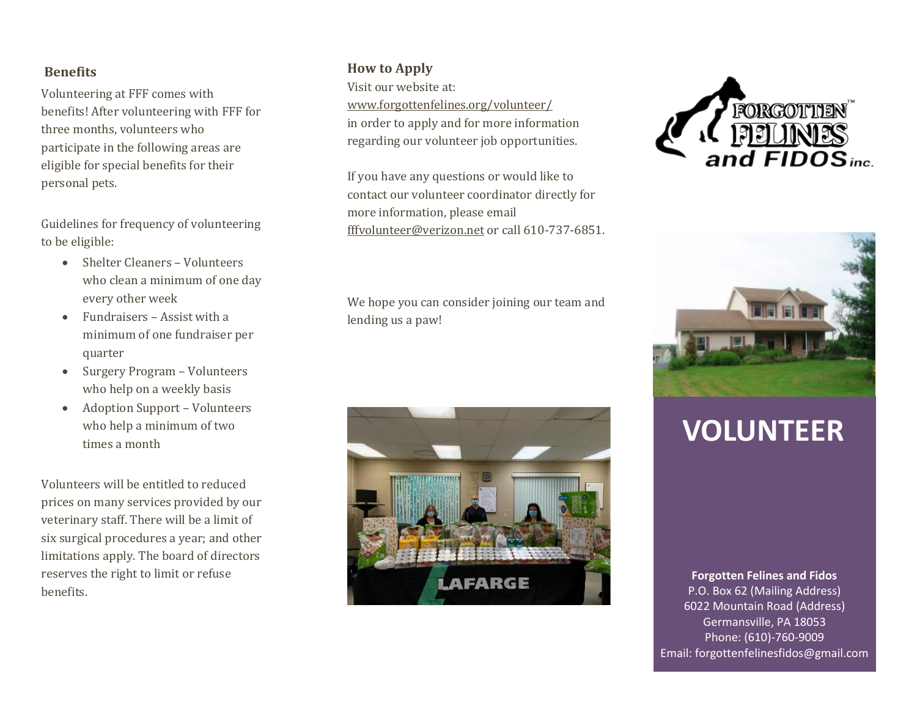## Benefits

Volunteering at FFF comes with benefits! After volunteering with FFF for three months, volunteers who participate in the following areas are eligible for special benefits for their personal pets.

Guidelines for frequency of volunteering to be eligible:

- Shelter Cleaners – Volunteers who clean a minimum of one day every other week
- Fundraisers – Assist with a minimum of one fundraiser per quarter
- Surgery Program – Volunteers who help on a weekly basis
- Adoption Support – Volunteers who help a minimum of two times a month

Volunteers will be entitled to reduced prices on many services provided by our veterinary staff. There will be a limit of six surgical procedures a year; and other limitations apply. The board of directors reserves the right to limit or refuse benefits.

## How to Apply

Visit our website at:
www.forgottenfelines.org/volunteer/
in order to apply and for more information regarding our volunteer job opportunities.

If you have any questions or would like to contact our volunteer coordinator directly for more information, please email fffvolunteer@verizon.net or call 610-737-6851.

We hope you can consider joining our team and lending us a paw!

FORGOTTEN FELINES and FIDOS inc.

# VOLUNTEER

**Forgotten Felines and Fidos**
P.O. Box 62 (Mailing Address)
6022 Mountain Road (Address)
Germansville, PA 18053
Phone: (610)-760-9009
Email: forgottenfelinesfidos@gmail.com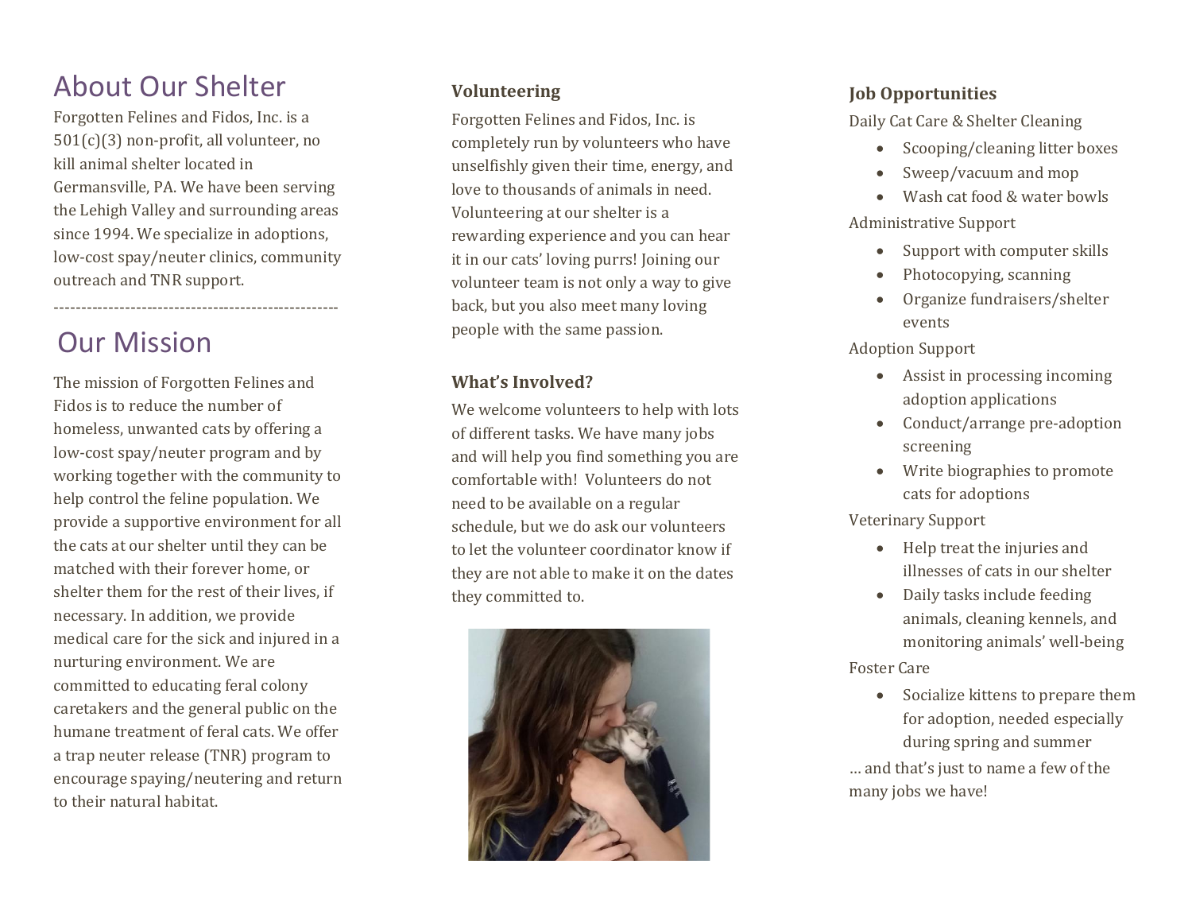# About Our Shelter

Forgotten Felines and Fidos, Inc. is a 501(c)(3) non-profit, all volunteer, no kill animal shelter located in Germansville, PA. We have been serving the Lehigh Valley and surrounding areas since 1994. We specialize in adoptions, low-cost spay/neuter clinics, community outreach and TNR support.

---

# Our Mission

The mission of Forgotten Felines and Fidos is to reduce the number of homeless, unwanted cats by offering a low-cost spay/neuter program and by working together with the community to help control the feline population. We provide a supportive environment for all the cats at our shelter until they can be matched with their forever home, or shelter them for the rest of their lives, if necessary. In addition, we provide medical care for the sick and injured in a nurturing environment. We are committed to educating feral colony caretakers and the general public on the humane treatment of feral cats. We offer a trap neuter release (TNR) program to encourage spaying/neutering and return to their natural habitat.

**Volunteering**

Forgotten Felines and Fidos, Inc. is completely run by volunteers who have unselfishly given their time, energy, and love to thousands of animals in need. Volunteering at our shelter is a rewarding experience and you can hear it in our cats' loving purrs! Joining our volunteer team is not only a way to give back, but you also meet many loving people with the same passion.

**What's Involved?**

We welcome volunteers to help with lots of different tasks. We have many jobs and will help you find something you are comfortable with! Volunteers do not need to be available on a regular schedule, but we do ask our volunteers to let the volunteer coordinator know if they are not able to make it on the dates they committed to.

**Job Opportunities**

Daily Cat Care & Shelter Cleaning

- Scooping/cleaning litter boxes
- Sweep/vacuum and mop
- Wash cat food & water bowls

Administrative Support

- Support with computer skills
- Photocopying, scanning
- Organize fundraisers/shelter events

Adoption Support

- Assist in processing incoming adoption applications
- Conduct/arrange pre-adoption screening
- Write biographies to promote cats for adoptions

Veterinary Support

- Help treat the injuries and illnesses of cats in our shelter
- Daily tasks include feeding animals, cleaning kennels, and monitoring animals' well-being

Foster Care

- Socialize kittens to prepare them for adoption, needed especially during spring and summer

… and that's just to name a few of the many jobs we have!